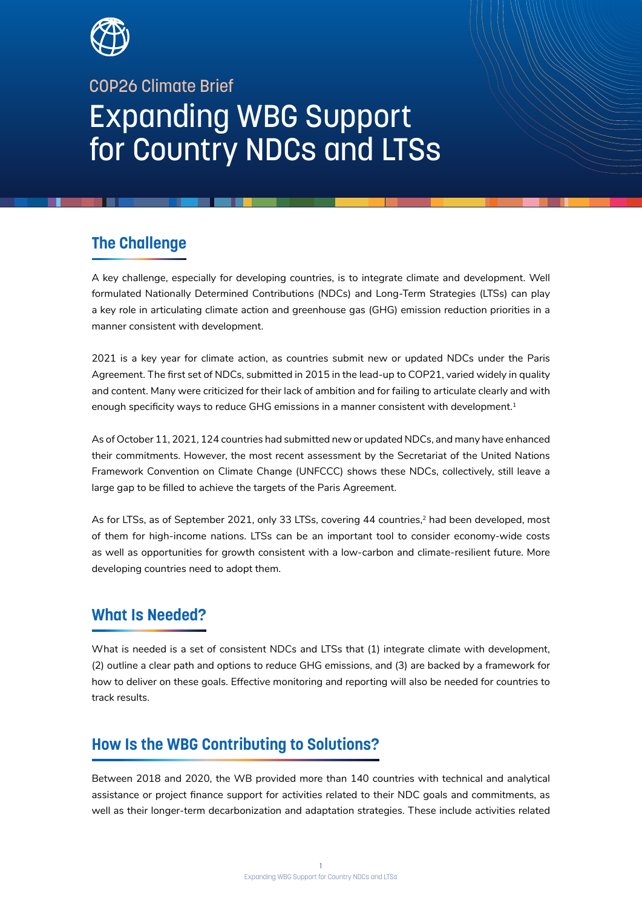COP26 Climate Brief

# Expanding WBG Support for Country NDCs and LTSs

## The Challenge

A key challenge, especially for developing countries, is to integrate climate and development. Well formulated Nationally Determined Contributions (NDCs) and Long-Term Strategies (LTSs) can play a key role in articulating climate action and greenhouse gas (GHG) emission reduction priorities in a manner consistent with development.

2021 is a key year for climate action, as countries submit new or updated NDCs under the Paris Agreement. The first set of NDCs, submitted in 2015 in the lead-up to COP21, varied widely in quality and content. Many were criticized for their lack of ambition and for failing to articulate clearly and with enough specificity ways to reduce GHG emissions in a manner consistent with development.[1]

As of October 11, 2021, 124 countries had submitted new or updated NDCs, and many have enhanced their commitments. However, the most recent assessment by the Secretariat of the United Nations Framework Convention on Climate Change (UNFCCC) shows these NDCs, collectively, still leave a large gap to be filled to achieve the targets of the Paris Agreement.

As for LTSs, as of September 2021, only 33 LTSs, covering 44 countries,[2] had been developed, most of them for high-income nations. LTSs can be an important tool to consider economy-wide costs as well as opportunities for growth consistent with a low-carbon and climate-resilient future. More developing countries need to adopt them.

## What Is Needed?

What is needed is a set of consistent NDCs and LTSs that (1) integrate climate with development, (2) outline a clear path and options to reduce GHG emissions, and (3) are backed by a framework for how to deliver on these goals. Effective monitoring and reporting will also be needed for countries to track results.

## How Is the WBG Contributing to Solutions?

Between 2018 and 2020, the WB provided more than 140 countries with technical and analytical assistance or project finance support for activities related to their NDC goals and commitments, as well as their longer-term decarbonization and adaptation strategies. These include activities related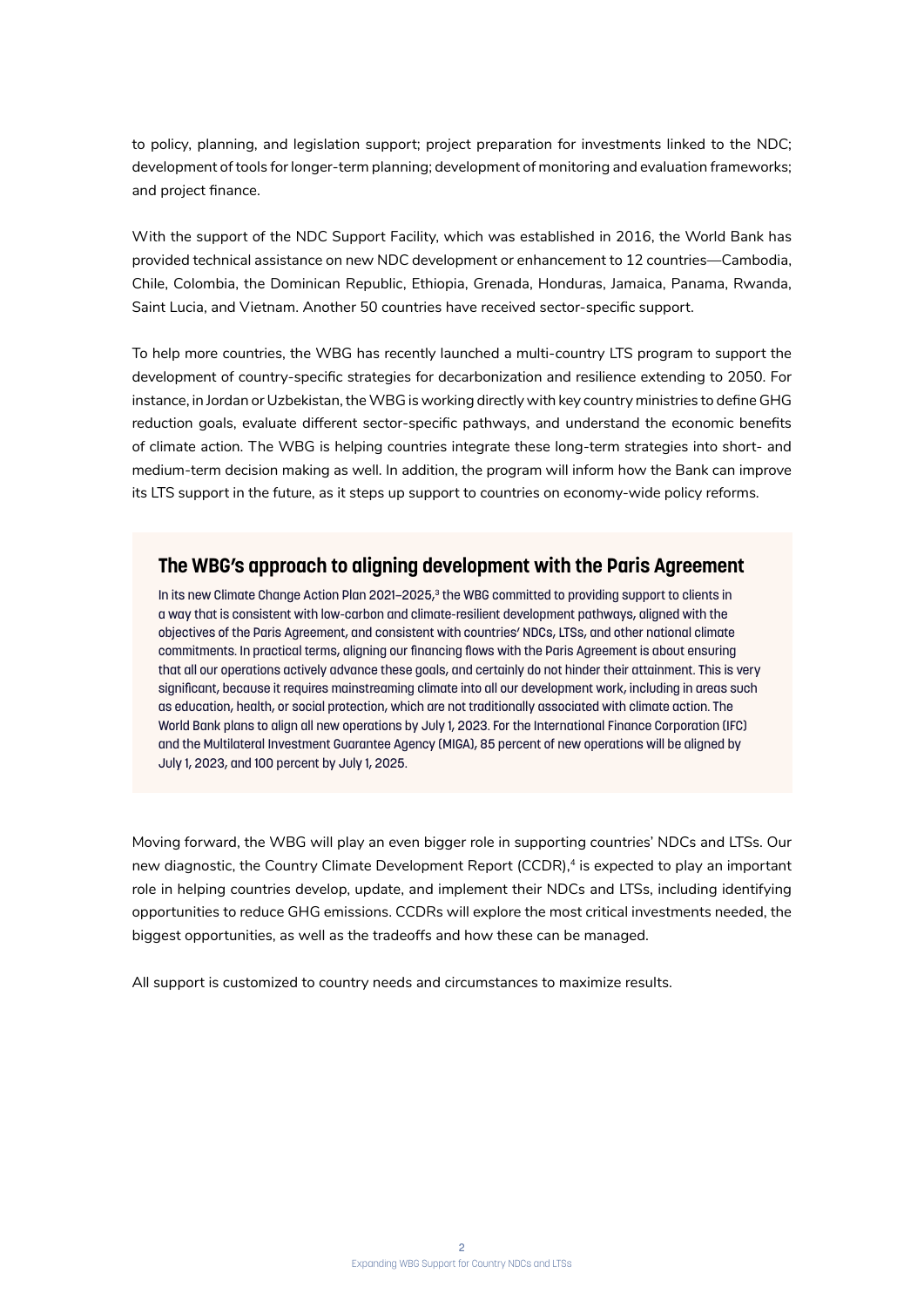to policy, planning, and legislation support; project preparation for investments linked to the NDC; development of tools for longer-term planning; development of monitoring and evaluation frameworks; and project finance.

With the support of the NDC Support Facility, which was established in 2016, the World Bank has provided technical assistance on new NDC development or enhancement to 12 countries—Cambodia, Chile, Colombia, the Dominican Republic, Ethiopia, Grenada, Honduras, Jamaica, Panama, Rwanda, Saint Lucia, and Vietnam. Another 50 countries have received sector-specific support.

To help more countries, the WBG has recently launched a multi-country LTS program to support the development of country-specific strategies for decarbonization and resilience extending to 2050. For instance, in Jordan or Uzbekistan, the WBG is working directly with key country ministries to define GHG reduction goals, evaluate different sector-specific pathways, and understand the economic benefits of climate action. The WBG is helping countries integrate these long-term strategies into short- and medium-term decision making as well. In addition, the program will inform how the Bank can improve its LTS support in the future, as it steps up support to countries on economy-wide policy reforms.

## The WBG's approach to aligning development with the Paris Agreement

In its new Climate Change Action Plan 2021–2025,[3] the WBG committed to providing support to clients in a way that is consistent with low-carbon and climate-resilient development pathways, aligned with the objectives of the Paris Agreement, and consistent with countries' NDCs, LTSs, and other national climate commitments. In practical terms, aligning our financing flows with the Paris Agreement is about ensuring that all our operations actively advance these goals, and certainly do not hinder their attainment. This is very significant, because it requires mainstreaming climate into all our development work, including in areas such as education, health, or social protection, which are not traditionally associated with climate action. The World Bank plans to align all new operations by July 1, 2023. For the International Finance Corporation (IFC) and the Multilateral Investment Guarantee Agency (MIGA), 85 percent of new operations will be aligned by July 1, 2023, and 100 percent by July 1, 2025.

Moving forward, the WBG will play an even bigger role in supporting countries' NDCs and LTSs. Our new diagnostic, the Country Climate Development Report (CCDR),[4] is expected to play an important role in helping countries develop, update, and implement their NDCs and LTSs, including identifying opportunities to reduce GHG emissions. CCDRs will explore the most critical investments needed, the biggest opportunities, as well as the tradeoffs and how these can be managed.

All support is customized to country needs and circumstances to maximize results.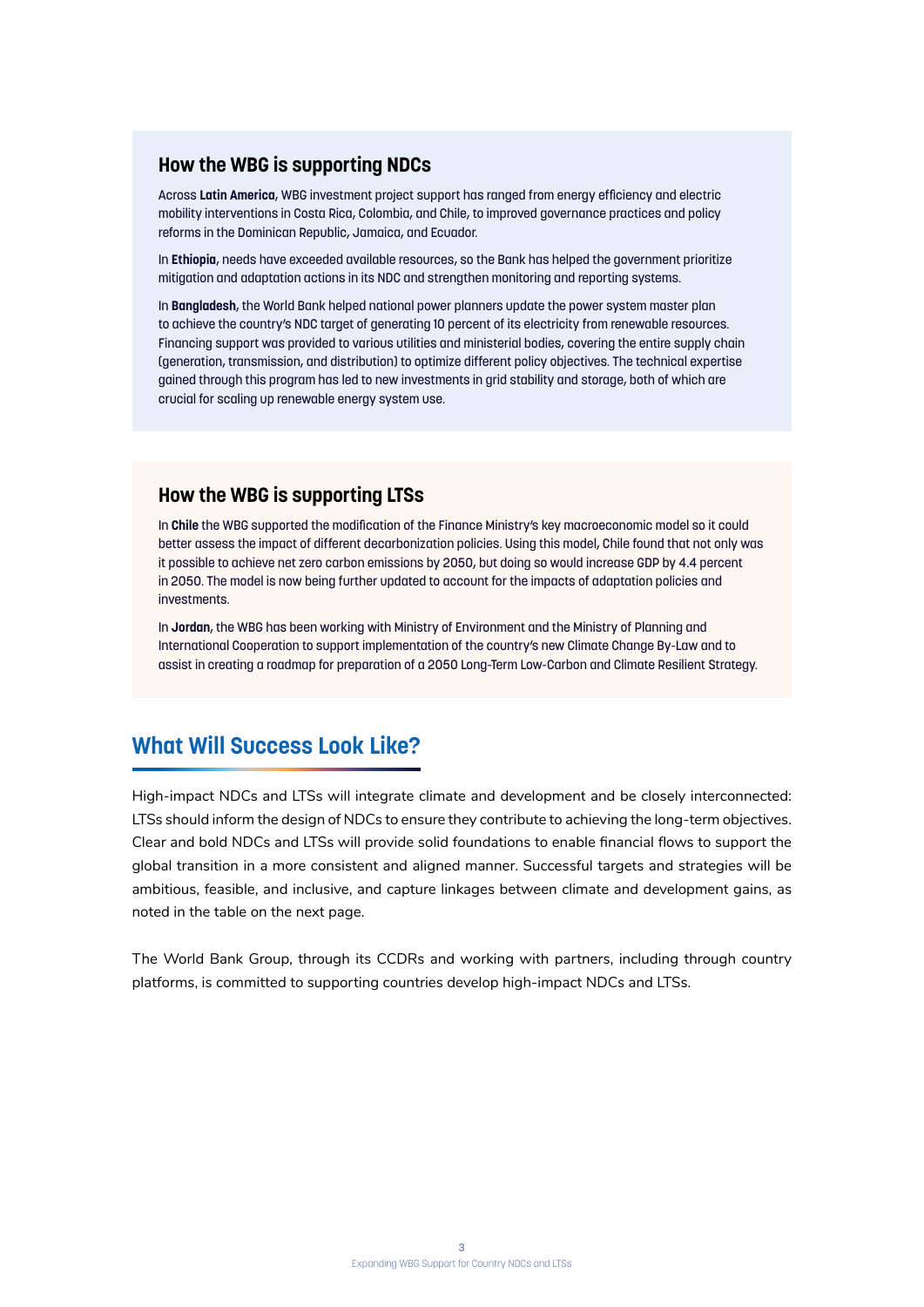### How the WBG is supporting NDCs

Across **Latin America**, WBG investment project support has ranged from energy efficiency and electric mobility interventions in Costa Rica, Colombia, and Chile, to improved governance practices and policy reforms in the Dominican Republic, Jamaica, and Ecuador.

In **Ethiopia**, needs have exceeded available resources, so the Bank has helped the government prioritize mitigation and adaptation actions in its NDC and strengthen monitoring and reporting systems.

In **Bangladesh**, the World Bank helped national power planners update the power system master plan to achieve the country's NDC target of generating 10 percent of its electricity from renewable resources. Financing support was provided to various utilities and ministerial bodies, covering the entire supply chain (generation, transmission, and distribution) to optimize different policy objectives. The technical expertise gained through this program has led to new investments in grid stability and storage, both of which are crucial for scaling up renewable energy system use.

### How the WBG is supporting LTSs

In **Chile** the WBG supported the modification of the Finance Ministry's key macroeconomic model so it could better assess the impact of different decarbonization policies. Using this model, Chile found that not only was it possible to achieve net zero carbon emissions by 2050, but doing so would increase GDP by 4.4 percent in 2050. The model is now being further updated to account for the impacts of adaptation policies and investments.

In **Jordan**, the WBG has been working with Ministry of Environment and the Ministry of Planning and International Cooperation to support implementation of the country's new Climate Change By-Law and to assist in creating a roadmap for preparation of a 2050 Long-Term Low-Carbon and Climate Resilient Strategy.

## What Will Success Look Like?

High-impact NDCs and LTSs will integrate climate and development and be closely interconnected: LTSs should inform the design of NDCs to ensure they contribute to achieving the long-term objectives. Clear and bold NDCs and LTSs will provide solid foundations to enable financial flows to support the global transition in a more consistent and aligned manner. Successful targets and strategies will be ambitious, feasible, and inclusive, and capture linkages between climate and development gains, as noted in the table on the next page.

The World Bank Group, through its CCDRs and working with partners, including through country platforms, is committed to supporting countries develop high-impact NDCs and LTSs.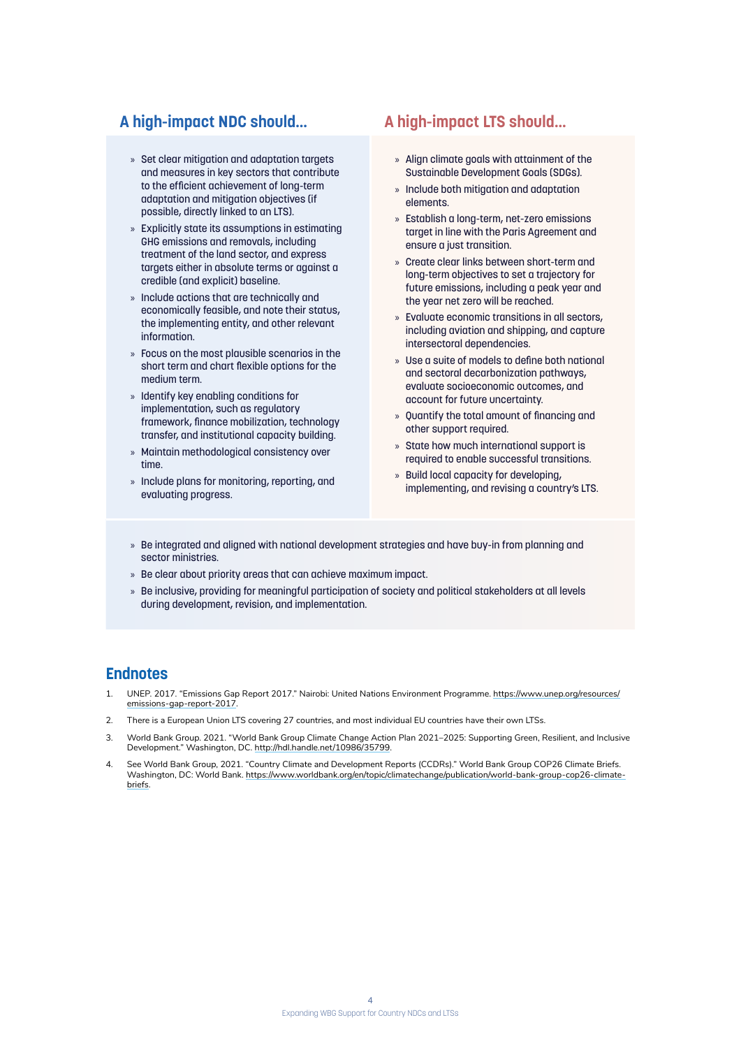## A high-impact NDC should...

- Set clear mitigation and adaptation targets and measures in key sectors that contribute to the efficient achievement of long-term adaptation and mitigation objectives (if possible, directly linked to an LTS).
- Explicitly state its assumptions in estimating GHG emissions and removals, including treatment of the land sector, and express targets either in absolute terms or against a credible (and explicit) baseline.
- Include actions that are technically and economically feasible, and note their status, the implementing entity, and other relevant information.
- Focus on the most plausible scenarios in the short term and chart flexible options for the medium term.
- Identify key enabling conditions for implementation, such as regulatory framework, finance mobilization, technology transfer, and institutional capacity building.
- Maintain methodological consistency over time.
- Include plans for monitoring, reporting, and evaluating progress.

## A high-impact LTS should...

- Align climate goals with attainment of the Sustainable Development Goals (SDGs).
- Include both mitigation and adaptation elements.
- Establish a long-term, net-zero emissions target in line with the Paris Agreement and ensure a just transition.
- Create clear links between short-term and long-term objectives to set a trajectory for future emissions, including a peak year and the year net zero will be reached.
- Evaluate economic transitions in all sectors, including aviation and shipping, and capture intersectoral dependencies.
- Use a suite of models to define both national and sectoral decarbonization pathways, evaluate socioeconomic outcomes, and account for future uncertainty.
- Quantify the total amount of financing and other support required.
- State how much international support is required to enable successful transitions.
- Build local capacity for developing, implementing, and revising a country's LTS.

---

- Be integrated and aligned with national development strategies and have buy-in from planning and sector ministries.
- Be clear about priority areas that can achieve maximum impact.
- Be inclusive, providing for meaningful participation of society and political stakeholders at all levels during development, revision, and implementation.

## Endnotes

1. UNEP. 2017. "Emissions Gap Report 2017." Nairobi: United Nations Environment Programme. https://www.unep.org/resources/emissions-gap-report-2017.
2. There is a European Union LTS covering 27 countries, and most individual EU countries have their own LTSs.
3. World Bank Group. 2021. "World Bank Group Climate Change Action Plan 2021–2025: Supporting Green, Resilient, and Inclusive Development." Washington, DC. http://hdl.handle.net/10986/35799.
4. See World Bank Group, 2021. "Country Climate and Development Reports (CCDRs)." World Bank Group COP26 Climate Briefs. Washington, DC: World Bank. https://www.worldbank.org/en/topic/climatechange/publication/world-bank-group-cop26-climate-briefs.